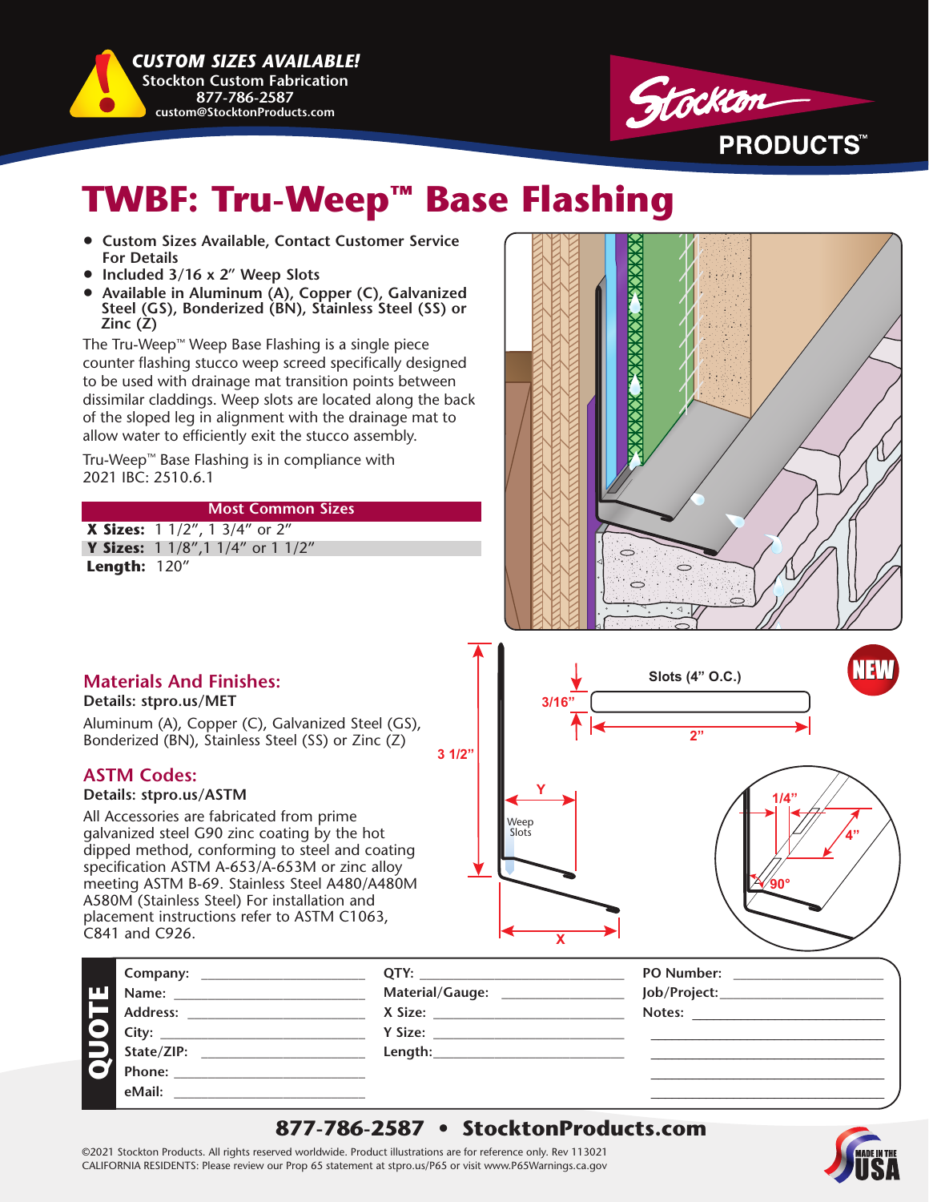**CUSTOM SIZES AVAILABLE!**
Stockton Custom Fabrication
877-786-2587
custom@StocktonProducts.com

Stockton PRODUCTS™

# TWBF: Tru-Weep™ Base Flashing

- **Custom Sizes Available, Contact Customer Service For Details**
- **Included 3/16 x 2" Weep Slots**
- **Available in Aluminum (A), Copper (C), Galvanized Steel (GS), Bonderized (BN), Stainless Steel (SS) or Zinc (Z)**

The Tru-Weep™ Weep Base Flashing is a single piece counter flashing stucco weep screed specifically designed to be used with drainage mat transition points between dissimilar claddings. Weep slots are located along the back of the sloped leg in alignment with the drainage mat to allow water to efficiently exit the stucco assembly.

Tru-Weep™ Base Flashing is in compliance with 2021 IBC: 2510.6.1

| Most Common Sizes | |
|---|---|
| **X Sizes:** | 1 1/2", 1 3/4" or 2" |
| **Y Sizes:** | 1 1/8", 1 1/4" or 1 1/2" |
| **Length:** | 120" |

## Materials And Finishes:

**Details: stpro.us/MET**

Aluminum (A), Copper (C), Galvanized Steel (GS), Bonderized (BN), Stainless Steel (SS) or Zinc (Z)

## ASTM Codes:

**Details: stpro.us/ASTM**

All Accessories are fabricated from prime galvanized steel G90 zinc coating by the hot dipped method, conforming to steel and coating specification ASTM A-653/A-653M or zinc alloy meeting ASTM B-69. Stainless Steel A480/A480M A580M (Stainless Steel) For installation and placement instructions refer to ASTM C1063, C841 and C926.

3 1/2" · Y · Weep Slots · X · Slots (4" O.C.) · 3/16" · 2" · 1/4" · 4" · 90° · NEW

## QUOTE

| | | |
|---|---|---|
| Company: | QTY: | PO Number: |
| Name: | Material/Gauge: | Job/Project: |
| Address: | X Size: | Notes: |
| City: | Y Size: | |
| State/ZIP: | Length: | |
| Phone: | | |
| eMail: | | |

**877-786-2587 • StocktonProducts.com**

©2021 Stockton Products. All rights reserved worldwide. Product illustrations are for reference only. Rev 113021
CALIFORNIA RESIDENTS: Please review our Prop 65 statement at stpro.us/P65 or visit www.P65Warnings.ca.gov

MADE IN THE USA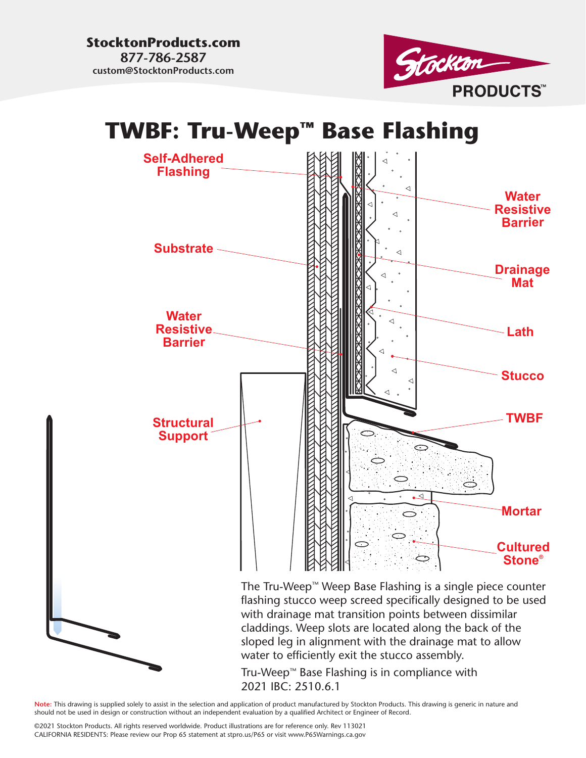StocktonProducts.com
877-786-2587
custom@StocktonProducts.com

Stockton PRODUCTS™

# TWBF: Tru-Weep™ Base Flashing

Self-Adhered Flashing

Substrate

Water Resistive Barrier

Structural Support

Water Resistive Barrier

Drainage Mat

Lath

Stucco

TWBF

Mortar

Cultured Stone®

The Tru-Weep™ Weep Base Flashing is a single piece counter flashing stucco weep screed specifically designed to be used with drainage mat transition points between dissimilar claddings. Weep slots are located along the back of the sloped leg in alignment with the drainage mat to allow water to efficiently exit the stucco assembly.

Tru-Weep™ Base Flashing is in compliance with 2021 IBC: 2510.6.1

**Note:** This drawing is supplied solely to assist in the selection and application of product manufactured by Stockton Products. This drawing is generic in nature and should not be used in design or construction without an independent evaluation by a qualified Architect or Engineer of Record.

©2021 Stockton Products. All rights reserved worldwide. Product illustrations are for reference only. Rev 113021
CALIFORNIA RESIDENTS: Please review our Prop 65 statement at stpro.us/P65 or visit www.P65Warnings.ca.gov